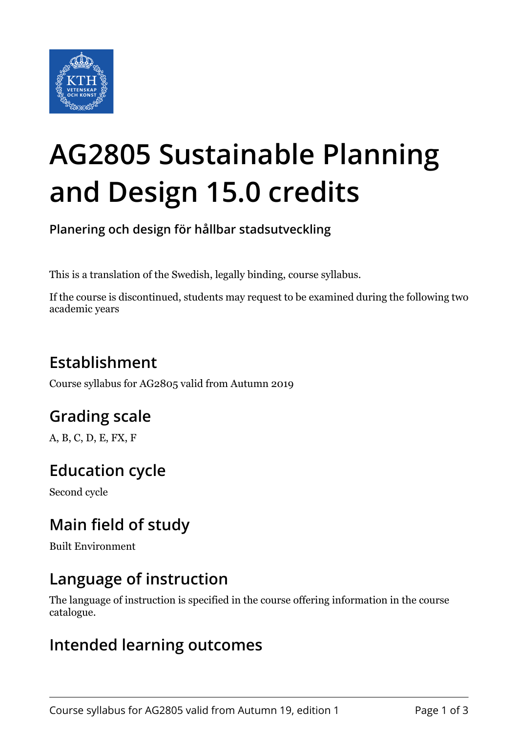# AG2805 Sustainable Planning and Design 15.0 credits

**Planering och design för hållbar stadsutveckling**

This is a translation of the Swedish, legally binding, course syllabus.

If the course is discontinued, students may request to be examined during the following two academic years

## Establishment

Course syllabus for AG2805 valid from Autumn 2019

## Grading scale

A, B, C, D, E, FX, F

## Education cycle

Second cycle

## Main field of study

Built Environment

## Language of instruction

The language of instruction is specified in the course offering information in the course catalogue.

## Intended learning outcomes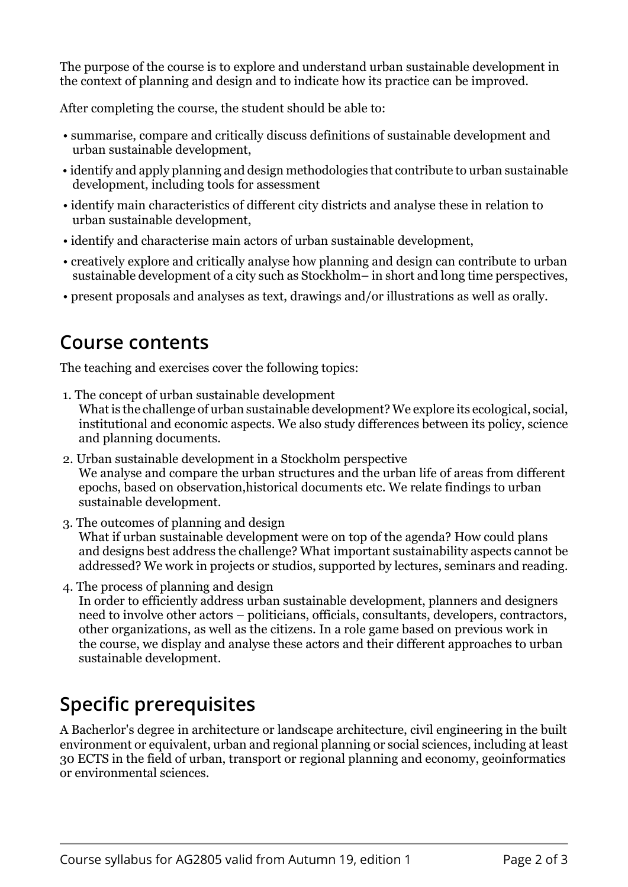The purpose of the course is to explore and understand urban sustainable development in the context of planning and design and to indicate how its practice can be improved.

After completing the course, the student should be able to:

- summarise, compare and critically discuss definitions of sustainable development and urban sustainable development,
- identify and apply planning and design methodologies that contribute to urban sustainable development, including tools for assessment
- identify main characteristics of different city districts and analyse these in relation to urban sustainable development,
- identify and characterise main actors of urban sustainable development,
- creatively explore and critically analyse how planning and design can contribute to urban sustainable development of a city such as Stockholm– in short and long time perspectives,
- present proposals and analyses as text, drawings and/or illustrations as well as orally.

## Course contents

The teaching and exercises cover the following topics:

1. The concept of urban sustainable development
   What is the challenge of urban sustainable development? We explore its ecological, social, institutional and economic aspects. We also study differences between its policy, science and planning documents.
2. Urban sustainable development in a Stockholm perspective
   We analyse and compare the urban structures and the urban life of areas from different epochs, based on observation,historical documents etc. We relate findings to urban sustainable development.
3. The outcomes of planning and design
   What if urban sustainable development were on top of the agenda? How could plans and designs best address the challenge? What important sustainability aspects cannot be addressed? We work in projects or studios, supported by lectures, seminars and reading.
4. The process of planning and design
   In order to efficiently address urban sustainable development, planners and designers need to involve other actors – politicians, officials, consultants, developers, contractors, other organizations, as well as the citizens. In a role game based on previous work in the course, we display and analyse these actors and their different approaches to urban sustainable development.

## Specific prerequisites

A Bacherlor's degree in architecture or landscape architecture, civil engineering in the built environment or equivalent, urban and regional planning or social sciences, including at least 30 ECTS in the field of urban, transport or regional planning and economy, geoinformatics or environmental sciences.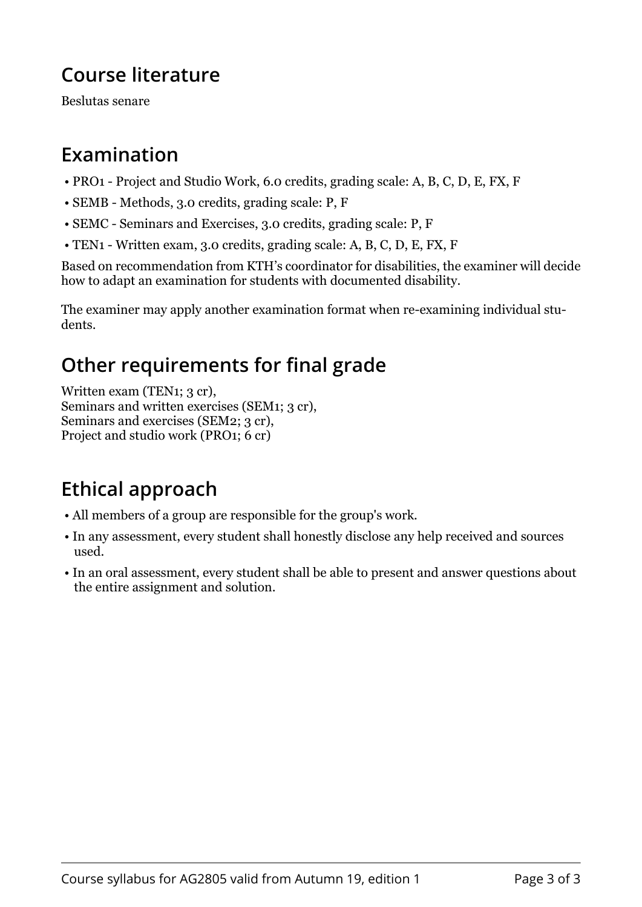## Course literature

Beslutas senare

## Examination

- PRO1 - Project and Studio Work, 6.0 credits, grading scale: A, B, C, D, E, FX, F
- SEMB - Methods, 3.0 credits, grading scale: P, F
- SEMC - Seminars and Exercises, 3.0 credits, grading scale: P, F
- TEN1 - Written exam, 3.0 credits, grading scale: A, B, C, D, E, FX, F

Based on recommendation from KTH's coordinator for disabilities, the examiner will decide how to adapt an examination for students with documented disability.

The examiner may apply another examination format when re-examining individual students.

## Other requirements for final grade

Written exam (TEN1; 3 cr),
Seminars and written exercises (SEM1; 3 cr),
Seminars and exercises (SEM2; 3 cr),
Project and studio work (PRO1; 6 cr)

## Ethical approach

- All members of a group are responsible for the group's work.
- In any assessment, every student shall honestly disclose any help received and sources used.
- In an oral assessment, every student shall be able to present and answer questions about the entire assignment and solution.